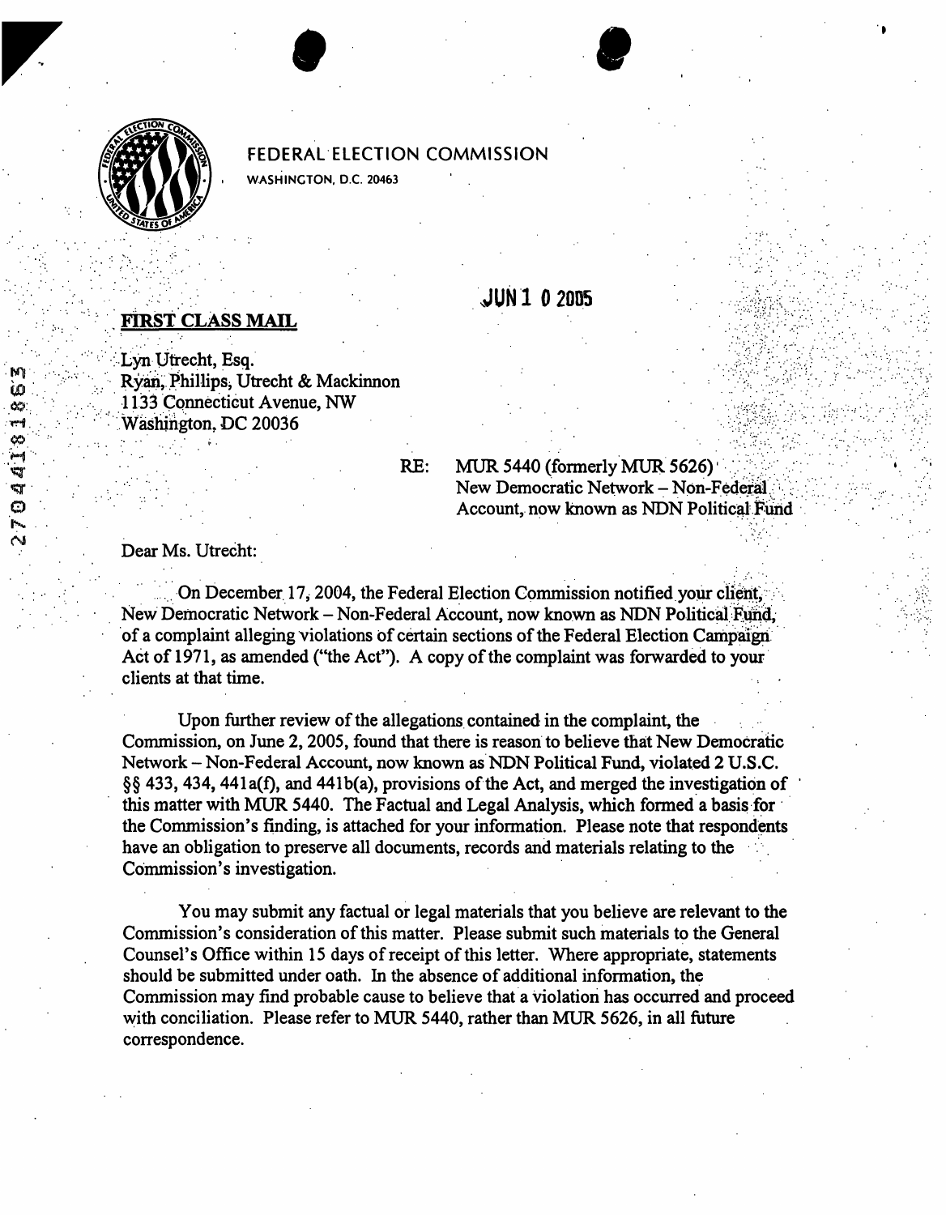FEDERAL ELECTION COMMISSION

WASHINGTON, D.C. 20463

JUN 1 0 2005

**FIRST CLASS MAIL**

Lyn Utrecht, Esq.
Ryan, Phillips, Utrecht & Mackinnon
1133 Connecticut Avenue, NW
Washington, DC 20036

RE: MUR 5440 (formerly MUR 5626)
New Democratic Network – Non-Federal Account, now known as NDN Political Fund

Dear Ms. Utrecht:

On December 17, 2004, the Federal Election Commission notified your client, New Democratic Network – Non-Federal Account, now known as NDN Political Fund, of a complaint alleging violations of certain sections of the Federal Election Campaign Act of 1971, as amended ("the Act"). A copy of the complaint was forwarded to your clients at that time.

Upon further review of the allegations contained in the complaint, the Commission, on June 2, 2005, found that there is reason to believe that New Democratic Network – Non-Federal Account, now known as NDN Political Fund, violated 2 U.S.C. §§ 433, 434, 441a(f), and 441b(a), provisions of the Act, and merged the investigation of this matter with MUR 5440. The Factual and Legal Analysis, which formed a basis for the Commission's finding, is attached for your information. Please note that respondents have an obligation to preserve all documents, records and materials relating to the Commission's investigation.

You may submit any factual or legal materials that you believe are relevant to the Commission's consideration of this matter. Please submit such materials to the General Counsel's Office within 15 days of receipt of this letter. Where appropriate, statements should be submitted under oath. In the absence of additional information, the Commission may find probable cause to believe that a violation has occurred and proceed with conciliation. Please refer to MUR 5440, rather than MUR 5626, in all future correspondence.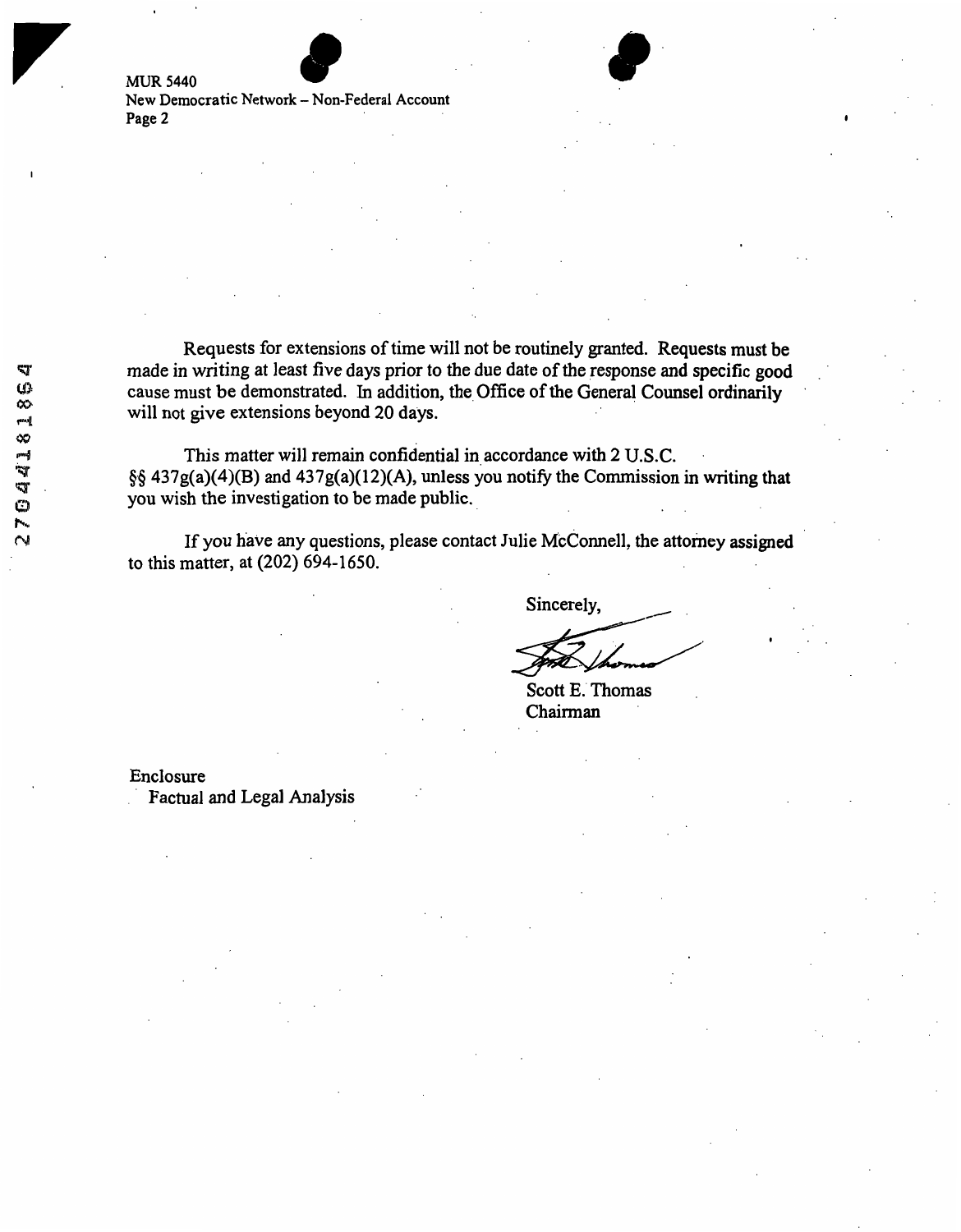MUR 5440
New Democratic Network – Non-Federal Account
Page 2

Requests for extensions of time will not be routinely granted. Requests must be made in writing at least five days prior to the due date of the response and specific good cause must be demonstrated. In addition, the Office of the General Counsel ordinarily will not give extensions beyond 20 days.

This matter will remain confidential in accordance with 2 U.S.C. §§ 437g(a)(4)(B) and 437g(a)(12)(A), unless you notify the Commission in writing that you wish the investigation to be made public.

If you have any questions, please contact Julie McConnell, the attorney assigned to this matter, at (202) 694-1650.

Sincerely,

Scott E. Thomas
Chairman

Enclosure
Factual and Legal Analysis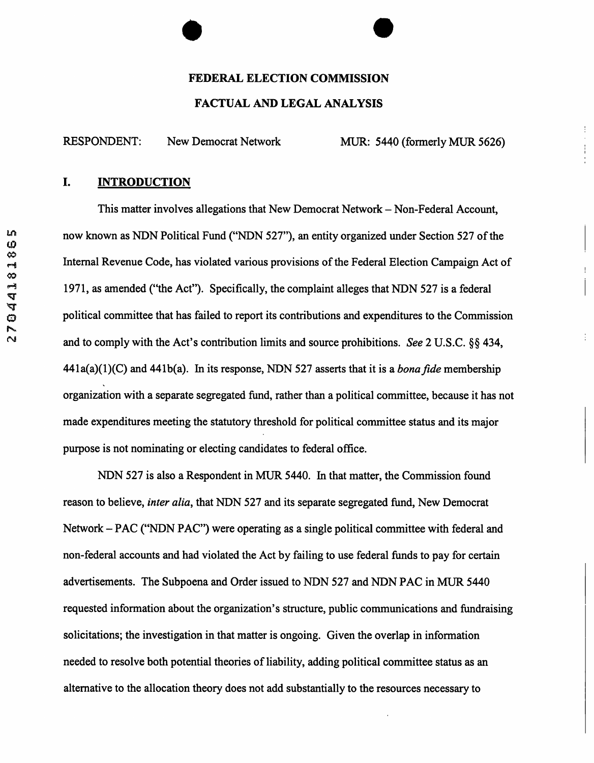# FEDERAL ELECTION COMMISSION

# FACTUAL AND LEGAL ANALYSIS

RESPONDENT: New Democrat Network MUR: 5440 (formerly MUR 5626)

## I. INTRODUCTION

This matter involves allegations that New Democrat Network – Non-Federal Account, now known as NDN Political Fund ("NDN 527"), an entity organized under Section 527 of the Internal Revenue Code, has violated various provisions of the Federal Election Campaign Act of 1971, as amended ("the Act"). Specifically, the complaint alleges that NDN 527 is a federal political committee that has failed to report its contributions and expenditures to the Commission and to comply with the Act's contribution limits and source prohibitions. *See* 2 U.S.C. §§ 434, 441a(a)(1)(C) and 441b(a). In its response, NDN 527 asserts that it is a *bona fide* membership organization with a separate segregated fund, rather than a political committee, because it has not made expenditures meeting the statutory threshold for political committee status and its major purpose is not nominating or electing candidates to federal office.

NDN 527 is also a Respondent in MUR 5440. In that matter, the Commission found reason to believe, *inter alia*, that NDN 527 and its separate segregated fund, New Democrat Network – PAC ("NDN PAC") were operating as a single political committee with federal and non-federal accounts and had violated the Act by failing to use federal funds to pay for certain advertisements. The Subpoena and Order issued to NDN 527 and NDN PAC in MUR 5440 requested information about the organization's structure, public communications and fundraising solicitations; the investigation in that matter is ongoing. Given the overlap in information needed to resolve both potential theories of liability, adding political committee status as an alternative to the allocation theory does not add substantially to the resources necessary to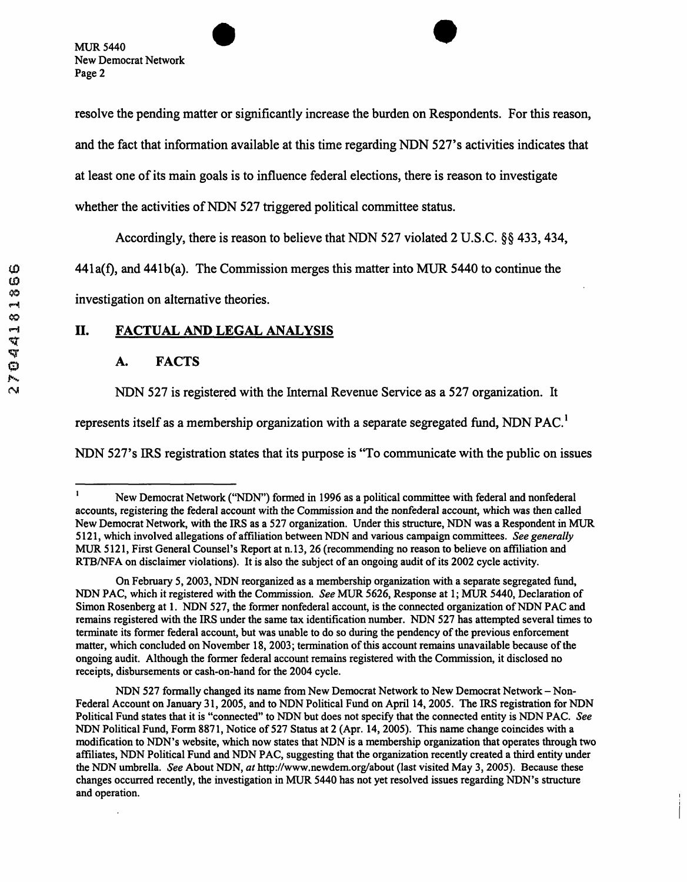resolve the pending matter or significantly increase the burden on Respondents. For this reason, and the fact that information available at this time regarding NDN 527's activities indicates that at least one of its main goals is to influence federal elections, there is reason to investigate whether the activities of NDN 527 triggered political committee status.

Accordingly, there is reason to believe that NDN 527 violated 2 U.S.C. §§ 433, 434, 441a(f), and 441b(a). The Commission merges this matter into MUR 5440 to continue the investigation on alternative theories.

## II. FACTUAL AND LEGAL ANALYSIS

### A. FACTS

NDN 527 is registered with the Internal Revenue Service as a 527 organization. It represents itself as a membership organization with a separate segregated fund, NDN PAC.[1] NDN 527's IRS registration states that its purpose is "To communicate with the public on issues

---

[1] New Democrat Network ("NDN") formed in 1996 as a political committee with federal and nonfederal accounts, registering the federal account with the Commission and the nonfederal account, which was then called New Democrat Network, with the IRS as a 527 organization. Under this structure, NDN was a Respondent in MUR 5121, which involved allegations of affiliation between NDN and various campaign committees. *See generally* MUR 5121, First General Counsel's Report at n.13, 26 (recommending no reason to believe on affiliation and RTB/NFA on disclaimer violations). It is also the subject of an ongoing audit of its 2002 cycle activity.

On February 5, 2003, NDN reorganized as a membership organization with a separate segregated fund, NDN PAC, which it registered with the Commission. *See* MUR 5626, Response at 1; MUR 5440, Declaration of Simon Rosenberg at 1. NDN 527, the former nonfederal account, is the connected organization of NDN PAC and remains registered with the IRS under the same tax identification number. NDN 527 has attempted several times to terminate its former federal account, but was unable to do so during the pendency of the previous enforcement matter, which concluded on November 18, 2003; termination of this account remains unavailable because of the ongoing audit. Although the former federal account remains registered with the Commission, it disclosed no receipts, disbursements or cash-on-hand for the 2004 cycle.

NDN 527 formally changed its name from New Democrat Network to New Democrat Network – Non-Federal Account on January 31, 2005, and to NDN Political Fund on April 14, 2005. The IRS registration for NDN Political Fund states that it is "connected" to NDN but does not specify that the connected entity is NDN PAC. *See* NDN Political Fund, Form 8871, Notice of 527 Status at 2 (Apr. 14, 2005). This name change coincides with a modification to NDN's website, which now states that NDN is a membership organization that operates through two affiliates, NDN Political Fund and NDN PAC, suggesting that the organization recently created a third entity under the NDN umbrella. *See* About NDN, *at* http://www.newdem.org/about (last visited May 3, 2005). Because these changes occurred recently, the investigation in MUR 5440 has not yet resolved issues regarding NDN's structure and operation.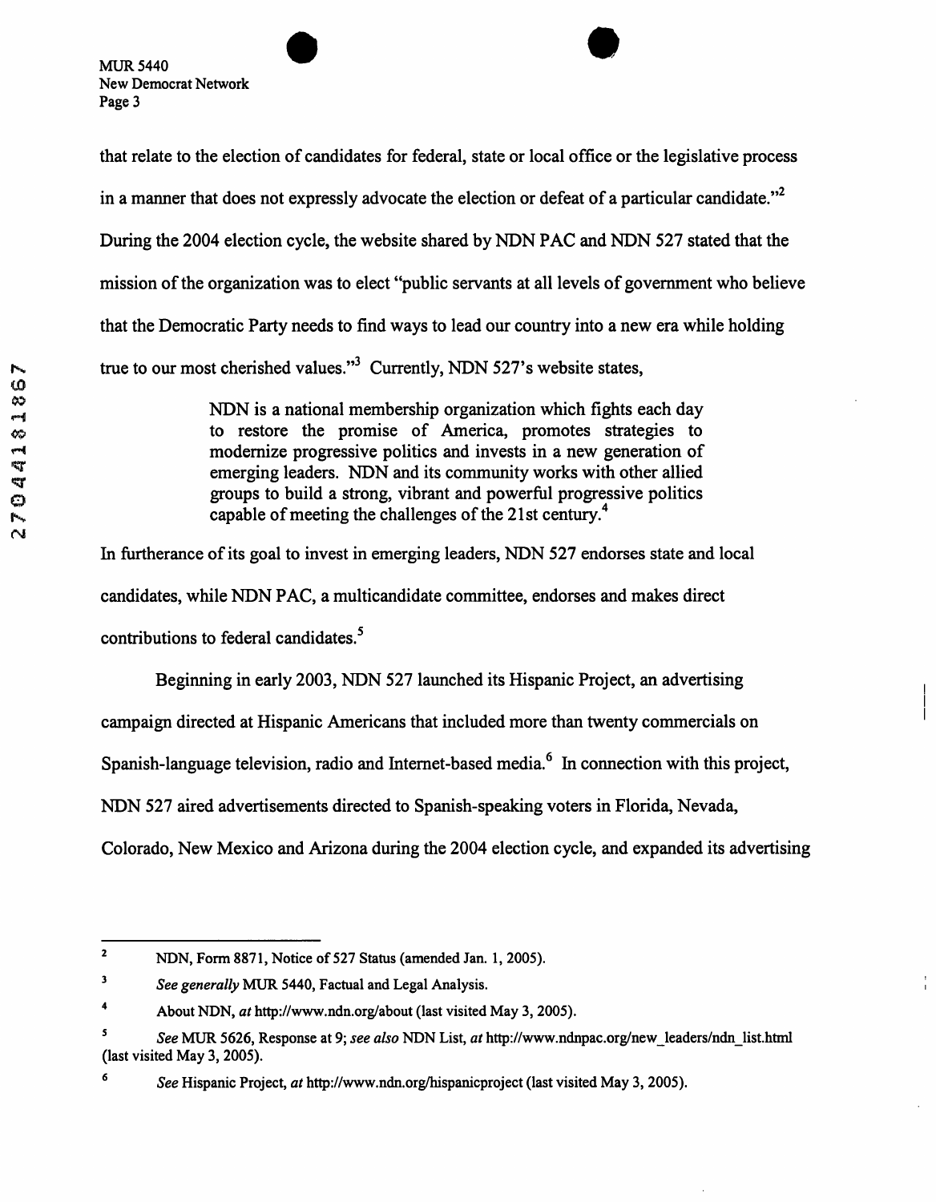that relate to the election of candidates for federal, state or local office or the legislative process in a manner that does not expressly advocate the election or defeat of a particular candidate."[2] During the 2004 election cycle, the website shared by NDN PAC and NDN 527 stated that the mission of the organization was to elect "public servants at all levels of government who believe that the Democratic Party needs to find ways to lead our country into a new era while holding true to our most cherished values."[3] Currently, NDN 527's website states,

> NDN is a national membership organization which fights each day to restore the promise of America, promotes strategies to modernize progressive politics and invests in a new generation of emerging leaders. NDN and its community works with other allied groups to build a strong, vibrant and powerful progressive politics capable of meeting the challenges of the 21st century.[4]

In furtherance of its goal to invest in emerging leaders, NDN 527 endorses state and local candidates, while NDN PAC, a multicandidate committee, endorses and makes direct contributions to federal candidates.[5]

Beginning in early 2003, NDN 527 launched its Hispanic Project, an advertising campaign directed at Hispanic Americans that included more than twenty commercials on Spanish-language television, radio and Internet-based media.[6] In connection with this project, NDN 527 aired advertisements directed to Spanish-speaking voters in Florida, Nevada, Colorado, New Mexico and Arizona during the 2004 election cycle, and expanded its advertising

---

[2] NDN, Form 8871, Notice of 527 Status (amended Jan. 1, 2005).

[3] *See generally* MUR 5440, Factual and Legal Analysis.

[4] About NDN, *at* http://www.ndn.org/about (last visited May 3, 2005).

[5] *See* MUR 5626, Response at 9; *see also* NDN List, *at* http://www.ndnpac.org/new_leaders/ndn_list.html (last visited May 3, 2005).

[6] *See* Hispanic Project, *at* http://www.ndn.org/hispanicproject (last visited May 3, 2005).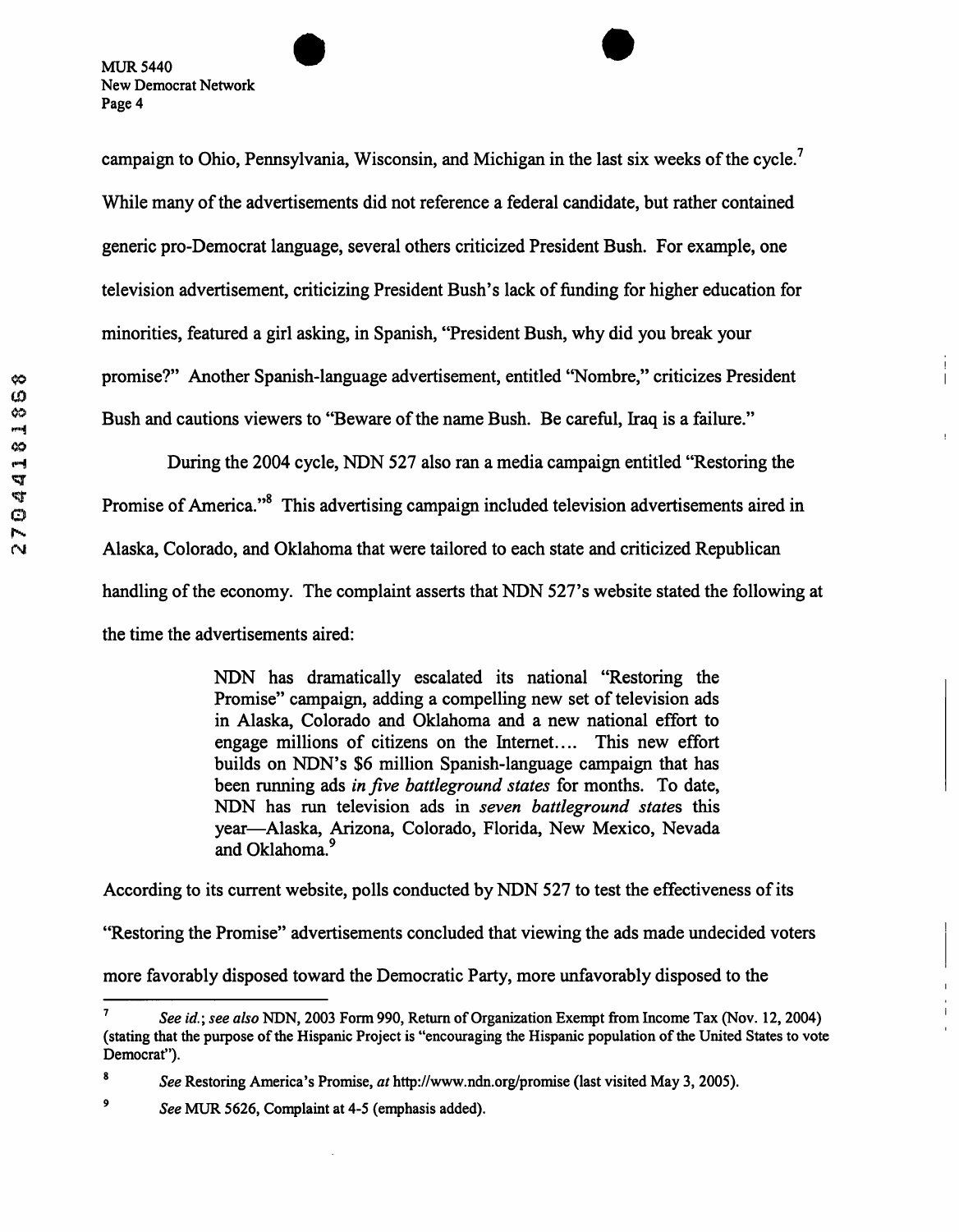campaign to Ohio, Pennsylvania, Wisconsin, and Michigan in the last six weeks of the cycle.[7] While many of the advertisements did not reference a federal candidate, but rather contained generic pro-Democrat language, several others criticized President Bush. For example, one television advertisement, criticizing President Bush's lack of funding for higher education for minorities, featured a girl asking, in Spanish, "President Bush, why did you break your promise?" Another Spanish-language advertisement, entitled "Nombre," criticizes President Bush and cautions viewers to "Beware of the name Bush. Be careful, Iraq is a failure."

During the 2004 cycle, NDN 527 also ran a media campaign entitled "Restoring the Promise of America."[8] This advertising campaign included television advertisements aired in Alaska, Colorado, and Oklahoma that were tailored to each state and criticized Republican handling of the economy. The complaint asserts that NDN 527's website stated the following at the time the advertisements aired:

> NDN has dramatically escalated its national "Restoring the Promise" campaign, adding a compelling new set of television ads in Alaska, Colorado and Oklahoma and a new national effort to engage millions of citizens on the Internet.... This new effort builds on NDN's $6 million Spanish-language campaign that has been running ads *in five battleground states* for months. To date, NDN has run television ads in *seven battleground states* this year—Alaska, Arizona, Colorado, Florida, New Mexico, Nevada and Oklahoma.[9]

According to its current website, polls conducted by NDN 527 to test the effectiveness of its "Restoring the Promise" advertisements concluded that viewing the ads made undecided voters more favorably disposed toward the Democratic Party, more unfavorably disposed to the

---

[7] *See id.*; *see also* NDN, 2003 Form 990, Return of Organization Exempt from Income Tax (Nov. 12, 2004) (stating that the purpose of the Hispanic Project is "encouraging the Hispanic population of the United States to vote Democrat").

[8] *See* Restoring America's Promise, *at* http://www.ndn.org/promise (last visited May 3, 2005).

[9] *See* MUR 5626, Complaint at 4-5 (emphasis added).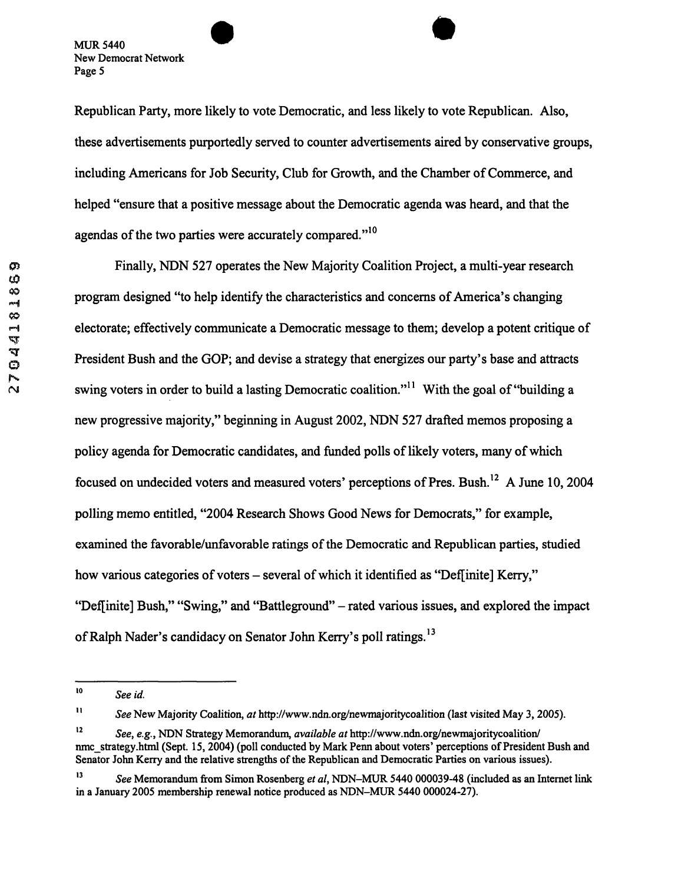Republican Party, more likely to vote Democratic, and less likely to vote Republican. Also, these advertisements purportedly served to counter advertisements aired by conservative groups, including Americans for Job Security, Club for Growth, and the Chamber of Commerce, and helped "ensure that a positive message about the Democratic agenda was heard, and that the agendas of the two parties were accurately compared."[10]

Finally, NDN 527 operates the New Majority Coalition Project, a multi-year research program designed "to help identify the characteristics and concerns of America's changing electorate; effectively communicate a Democratic message to them; develop a potent critique of President Bush and the GOP; and devise a strategy that energizes our party's base and attracts swing voters in order to build a lasting Democratic coalition."[11] With the goal of "building a new progressive majority," beginning in August 2002, NDN 527 drafted memos proposing a policy agenda for Democratic candidates, and funded polls of likely voters, many of which focused on undecided voters and measured voters' perceptions of Pres. Bush.[12] A June 10, 2004 polling memo entitled, "2004 Research Shows Good News for Democrats," for example, examined the favorable/unfavorable ratings of the Democratic and Republican parties, studied how various categories of voters – several of which it identified as "Def[inite] Kerry," "Def[inite] Bush," "Swing," and "Battleground" – rated various issues, and explored the impact of Ralph Nader's candidacy on Senator John Kerry's poll ratings.[13]

---

[10] *See id.*

[11] *See* New Majority Coalition, *at* http://www.ndn.org/newmajoritycoalition (last visited May 3, 2005).

[12] *See, e.g.*, NDN Strategy Memorandum, *available at* http://www.ndn.org/newmajoritycoalition/nmc_strategy.html (Sept. 15, 2004) (poll conducted by Mark Penn about voters' perceptions of President Bush and Senator John Kerry and the relative strengths of the Republican and Democratic Parties on various issues).

[13] *See* Memorandum from Simon Rosenberg *et al*, NDN–MUR 5440 000039-48 (included as an Internet link in a January 2005 membership renewal notice produced as NDN–MUR 5440 000024-27).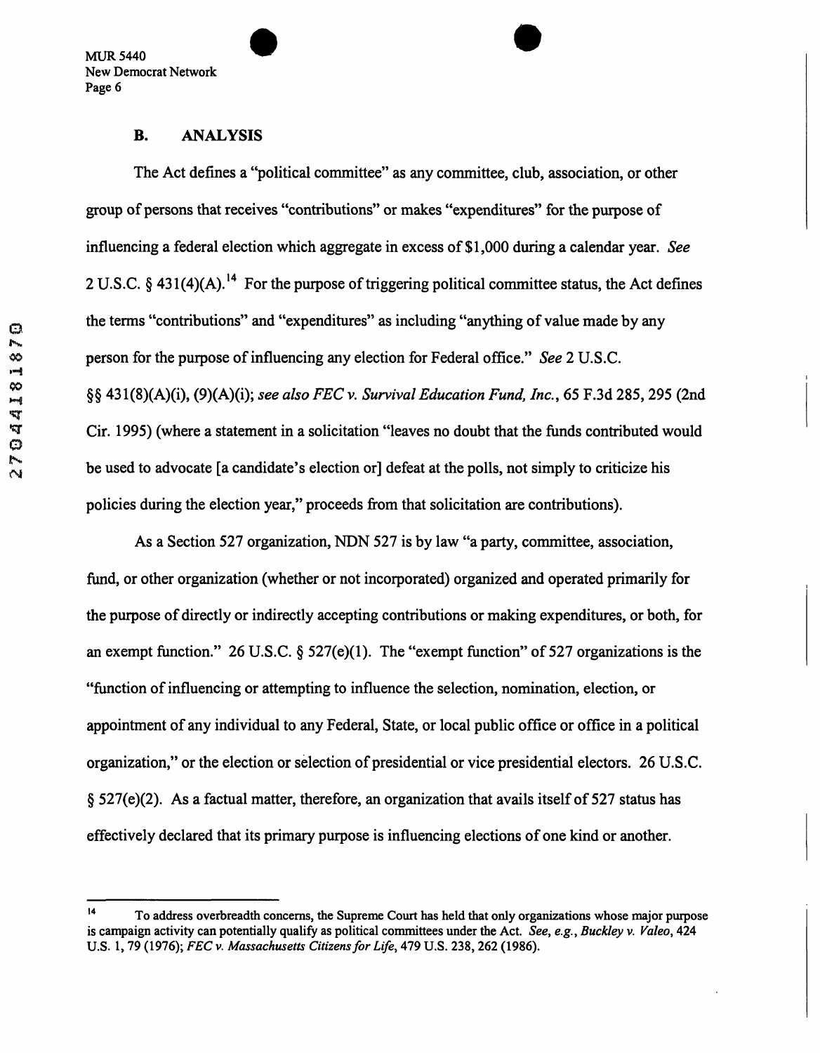### B. ANALYSIS

The Act defines a "political committee" as any committee, club, association, or other group of persons that receives "contributions" or makes "expenditures" for the purpose of influencing a federal election which aggregate in excess of $1,000 during a calendar year. *See* 2 U.S.C. § 431(4)(A).[14] For the purpose of triggering political committee status, the Act defines the terms "contributions" and "expenditures" as including "anything of value made by any person for the purpose of influencing any election for Federal office." *See* 2 U.S.C. §§ 431(8)(A)(i), (9)(A)(i); *see also FEC v. Survival Education Fund, Inc.*, 65 F.3d 285, 295 (2nd Cir. 1995) (where a statement in a solicitation "leaves no doubt that the funds contributed would be used to advocate [a candidate's election or] defeat at the polls, not simply to criticize his policies during the election year," proceeds from that solicitation are contributions).

As a Section 527 organization, NDN 527 is by law "a party, committee, association, fund, or other organization (whether or not incorporated) organized and operated primarily for the purpose of directly or indirectly accepting contributions or making expenditures, or both, for an exempt function." 26 U.S.C. § 527(e)(1). The "exempt function" of 527 organizations is the "function of influencing or attempting to influence the selection, nomination, election, or appointment of any individual to any Federal, State, or local public office or office in a political organization," or the election or selection of presidential or vice presidential electors. 26 U.S.C. § 527(e)(2). As a factual matter, therefore, an organization that avails itself of 527 status has effectively declared that its primary purpose is influencing elections of one kind or another.

---

[14] To address overbreadth concerns, the Supreme Court has held that only organizations whose major purpose is campaign activity can potentially qualify as political committees under the Act. *See, e.g., Buckley v. Valeo*, 424 U.S. 1, 79 (1976); *FEC v. Massachusetts Citizens for Life*, 479 U.S. 238, 262 (1986).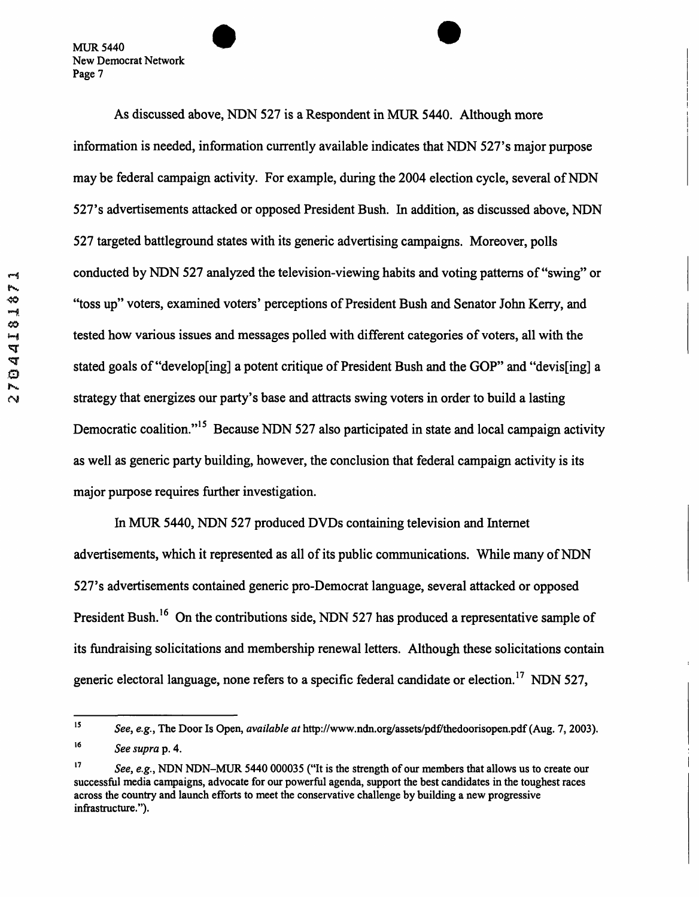As discussed above, NDN 527 is a Respondent in MUR 5440. Although more information is needed, information currently available indicates that NDN 527's major purpose may be federal campaign activity. For example, during the 2004 election cycle, several of NDN 527's advertisements attacked or opposed President Bush. In addition, as discussed above, NDN 527 targeted battleground states with its generic advertising campaigns. Moreover, polls conducted by NDN 527 analyzed the television-viewing habits and voting patterns of "swing" or "toss up" voters, examined voters' perceptions of President Bush and Senator John Kerry, and tested how various issues and messages polled with different categories of voters, all with the stated goals of "develop[ing] a potent critique of President Bush and the GOP" and "devis[ing] a strategy that energizes our party's base and attracts swing voters in order to build a lasting Democratic coalition."[15] Because NDN 527 also participated in state and local campaign activity as well as generic party building, however, the conclusion that federal campaign activity is its major purpose requires further investigation.

In MUR 5440, NDN 527 produced DVDs containing television and Internet advertisements, which it represented as all of its public communications. While many of NDN 527's advertisements contained generic pro-Democrat language, several attacked or opposed President Bush.[16] On the contributions side, NDN 527 has produced a representative sample of its fundraising solicitations and membership renewal letters. Although these solicitations contain generic electoral language, none refers to a specific federal candidate or election.[17] NDN 527,

---

[15] *See, e.g.*, The Door Is Open, *available at* http://www.ndn.org/assets/pdf/thedoorisopen.pdf (Aug. 7, 2003).

[16] *See supra* p. 4.

[17] *See, e.g.*, NDN NDN–MUR 5440 000035 ("It is the strength of our members that allows us to create our successful media campaigns, advocate for our powerful agenda, support the best candidates in the toughest races across the country and launch efforts to meet the conservative challenge by building a new progressive infrastructure.").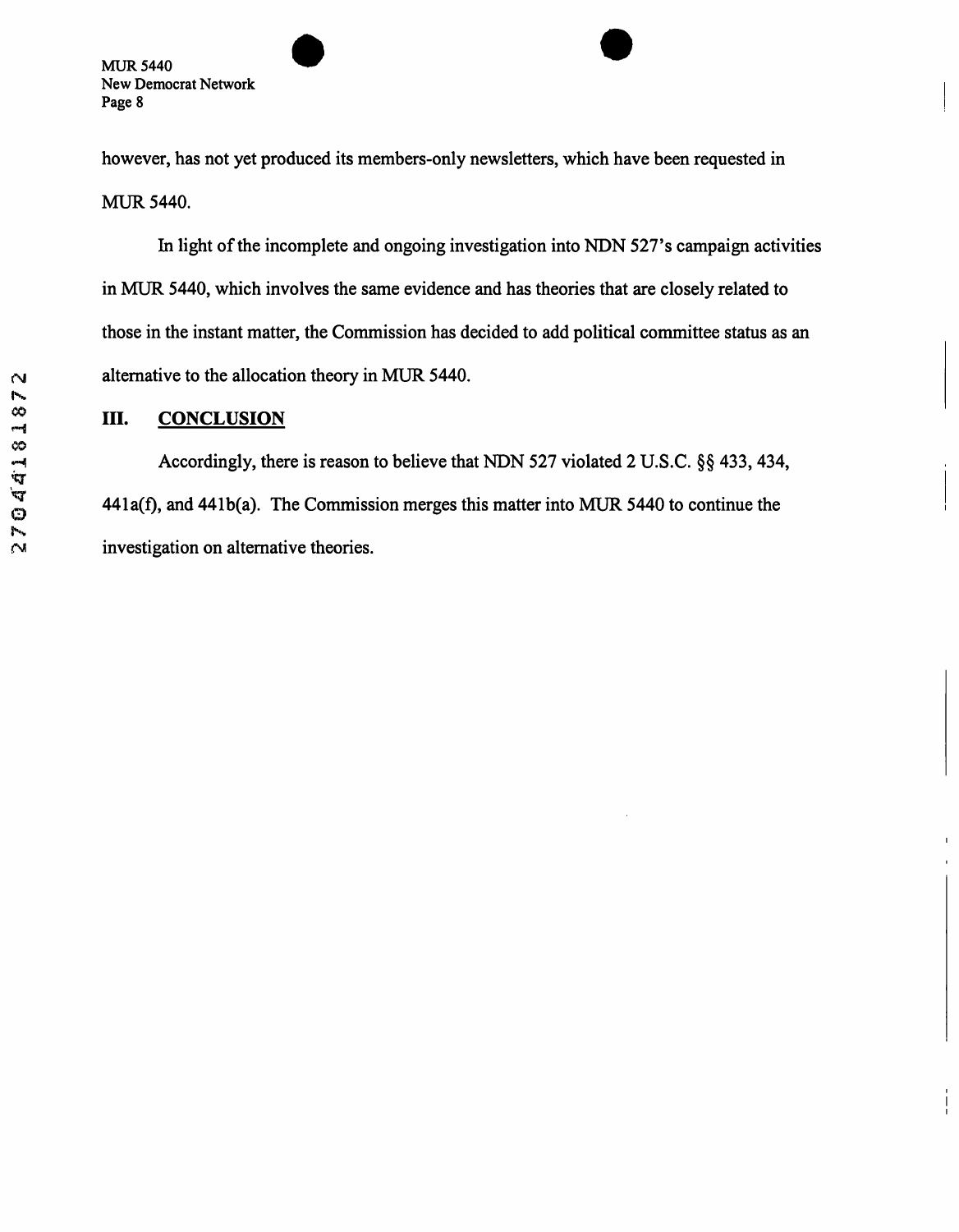however, has not yet produced its members-only newsletters, which have been requested in MUR 5440.

In light of the incomplete and ongoing investigation into NDN 527's campaign activities in MUR 5440, which involves the same evidence and has theories that are closely related to those in the instant matter, the Commission has decided to add political committee status as an alternative to the allocation theory in MUR 5440.

## III. CONCLUSION

Accordingly, there is reason to believe that NDN 527 violated 2 U.S.C. §§ 433, 434, 441a(f), and 441b(a). The Commission merges this matter into MUR 5440 to continue the investigation on alternative theories.